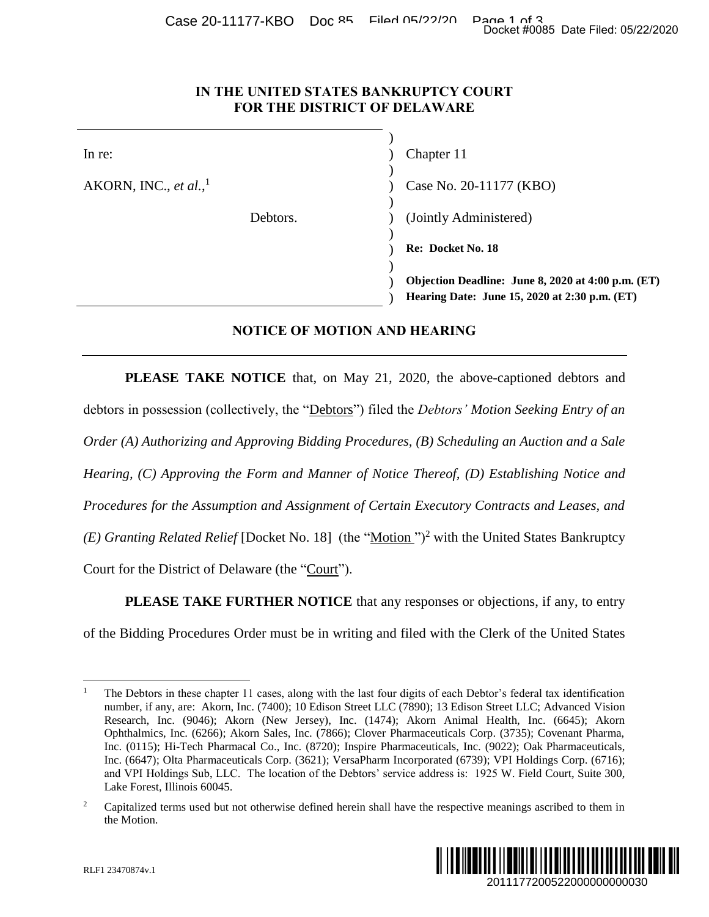# IN THE UNITED STATES BANKRUPTCY COURT FOR THE DISTRICT OF DELAWARE

| | |
|---|---|
| In re: | Chapter 11 |
| AKORN, INC., *et al.*,[1] | Case No. 20-11177 (KBO) |
| Debtors. | (Jointly Administered) |
| | **Re: Docket No. 18** |
| | **Objection Deadline: June 8, 2020 at 4:00 p.m. (ET)** |
| | **Hearing Date: June 15, 2020 at 2:30 p.m. (ET)** |

## NOTICE OF MOTION AND HEARING

**PLEASE TAKE NOTICE** that, on May 21, 2020, the above-captioned debtors and debtors in possession (collectively, the "Debtors") filed the *Debtors' Motion Seeking Entry of an Order (A) Authorizing and Approving Bidding Procedures, (B) Scheduling an Auction and a Sale Hearing, (C) Approving the Form and Manner of Notice Thereof, (D) Establishing Notice and Procedures for the Assumption and Assignment of Certain Executory Contracts and Leases, and (E) Granting Related Relief* [Docket No. 18] (the "Motion")[2] with the United States Bankruptcy Court for the District of Delaware (the "Court").

**PLEASE TAKE FURTHER NOTICE** that any responses or objections, if any, to entry of the Bidding Procedures Order must be in writing and filed with the Clerk of the United States

---

[1] The Debtors in these chapter 11 cases, along with the last four digits of each Debtor's federal tax identification number, if any, are: Akorn, Inc. (7400); 10 Edison Street LLC (7890); 13 Edison Street LLC; Advanced Vision Research, Inc. (9046); Akorn (New Jersey), Inc. (1474); Akorn Animal Health, Inc. (6645); Akorn Ophthalmics, Inc. (6266); Akorn Sales, Inc. (7866); Clover Pharmaceuticals Corp. (3735); Covenant Pharma, Inc. (0115); Hi-Tech Pharmacal Co., Inc. (8720); Inspire Pharmaceuticals, Inc. (9022); Oak Pharmaceuticals, Inc. (6647); Olta Pharmaceuticals Corp. (3621); VersaPharm Incorporated (6739); VPI Holdings Corp. (6716); and VPI Holdings Sub, LLC. The location of the Debtors' service address is: 1925 W. Field Court, Suite 300, Lake Forest, Illinois 60045.

[2] Capitalized terms used but not otherwise defined herein shall have the respective meanings ascribed to them in the Motion.

RLF1 23470874v.1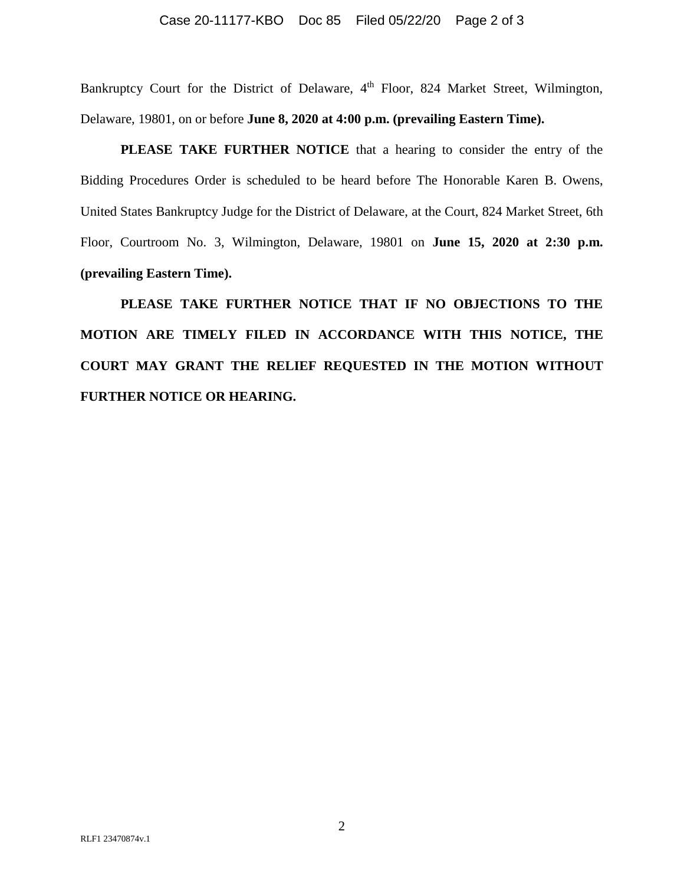Bankruptcy Court for the District of Delaware, 4th Floor, 824 Market Street, Wilmington, Delaware, 19801, on or before **June 8, 2020 at 4:00 p.m. (prevailing Eastern Time).**

**PLEASE TAKE FURTHER NOTICE** that a hearing to consider the entry of the Bidding Procedures Order is scheduled to be heard before The Honorable Karen B. Owens, United States Bankruptcy Judge for the District of Delaware, at the Court, 824 Market Street, 6th Floor, Courtroom No. 3, Wilmington, Delaware, 19801 on **June 15, 2020 at 2:30 p.m. (prevailing Eastern Time).**

**PLEASE TAKE FURTHER NOTICE THAT IF NO OBJECTIONS TO THE MOTION ARE TIMELY FILED IN ACCORDANCE WITH THIS NOTICE, THE COURT MAY GRANT THE RELIEF REQUESTED IN THE MOTION WITHOUT FURTHER NOTICE OR HEARING.**

RLF1 23470874v.1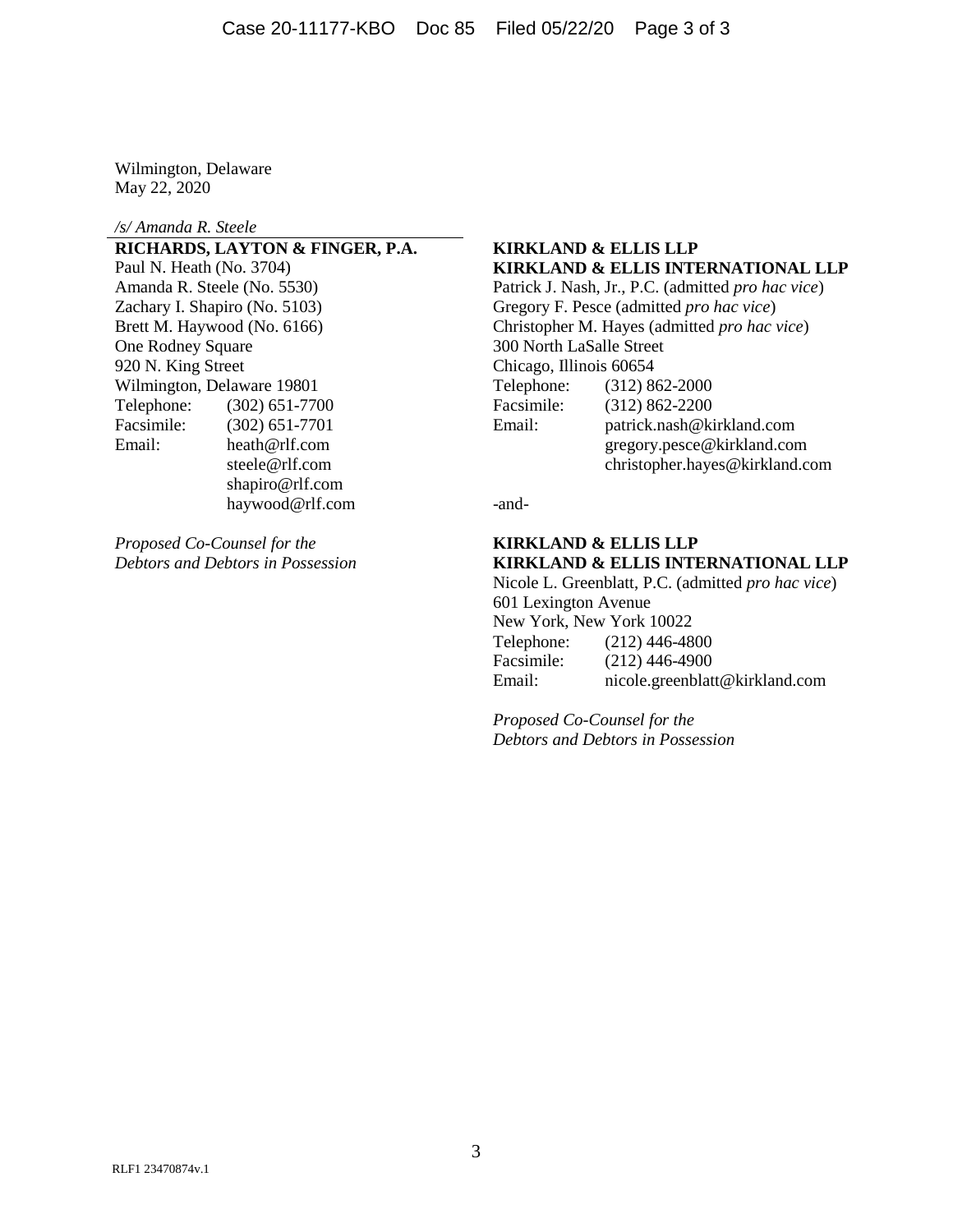Wilmington, Delaware
May 22, 2020

*/s/ Amanda R. Steele*

**RICHARDS, LAYTON & FINGER, P.A.**
Paul N. Heath (No. 3704)
Amanda R. Steele (No. 5530)
Zachary I. Shapiro (No. 5103)
Brett M. Haywood (No. 6166)
One Rodney Square
920 N. King Street
Wilmington, Delaware 19801
Telephone: (302) 651-7700
Facsimile: (302) 651-7701
Email: heath@rlf.com
steele@rlf.com
shapiro@rlf.com
haywood@rlf.com

*Proposed Co-Counsel for the*
*Debtors and Debtors in Possession*

**KIRKLAND & ELLIS LLP**
**KIRKLAND & ELLIS INTERNATIONAL LLP**
Patrick J. Nash, Jr., P.C. (admitted *pro hac vice*)
Gregory F. Pesce (admitted *pro hac vice*)
Christopher M. Hayes (admitted *pro hac vice*)
300 North LaSalle Street
Chicago, Illinois 60654
Telephone: (312) 862-2000
Facsimile: (312) 862-2200
Email: patrick.nash@kirkland.com
gregory.pesce@kirkland.com
christopher.hayes@kirkland.com

-and-

**KIRKLAND & ELLIS LLP**
**KIRKLAND & ELLIS INTERNATIONAL LLP**
Nicole L. Greenblatt, P.C. (admitted *pro hac vice*)
601 Lexington Avenue
New York, New York 10022
Telephone: (212) 446-4800
Facsimile: (212) 446-4900
Email: nicole.greenblatt@kirkland.com

*Proposed Co-Counsel for the*
*Debtors and Debtors in Possession*

RLF1 23470874v.1